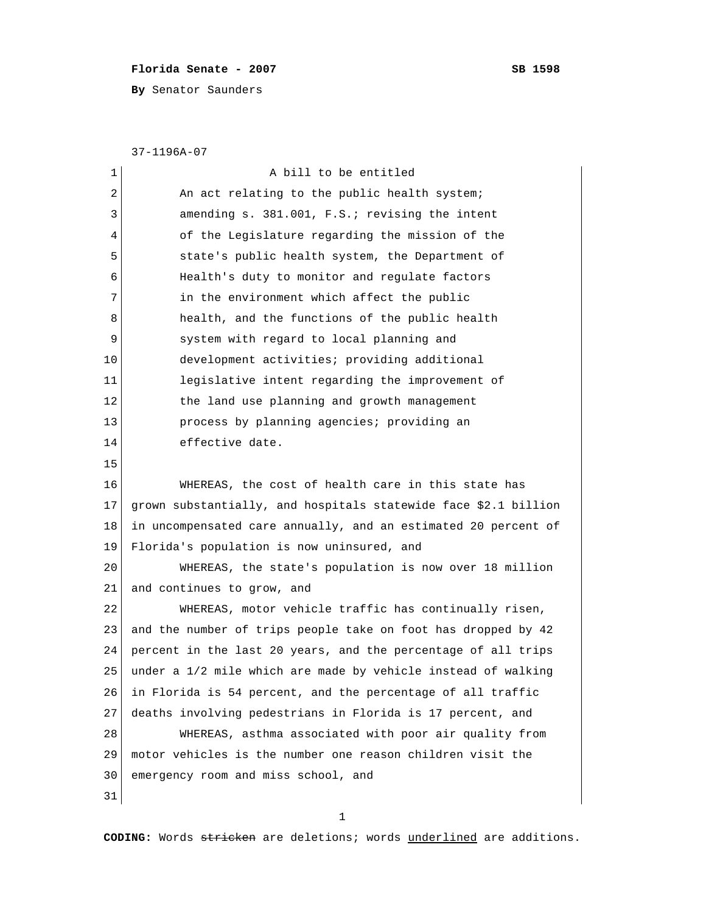**Florida Senate - 2007** **SB 1598**

**By** Senator Saunders

37-1196A-07

A bill to be entitled

An act relating to the public health system; amending s. 381.001, F.S.; revising the intent of the Legislature regarding the mission of the state's public health system, the Department of Health's duty to monitor and regulate factors in the environment which affect the public health, and the functions of the public health system with regard to local planning and development activities; providing additional legislative intent regarding the improvement of the land use planning and growth management process by planning agencies; providing an effective date.

WHEREAS, the cost of health care in this state has grown substantially, and hospitals statewide face $2.1 billion in uncompensated care annually, and an estimated 20 percent of Florida's population is now uninsured, and

WHEREAS, the state's population is now over 18 million and continues to grow, and

WHEREAS, motor vehicle traffic has continually risen, and the number of trips people take on foot has dropped by 42 percent in the last 20 years, and the percentage of all trips under a 1/2 mile which are made by vehicle instead of walking in Florida is 54 percent, and the percentage of all traffic deaths involving pedestrians in Florida is 17 percent, and

WHEREAS, asthma associated with poor air quality from motor vehicles is the number one reason children visit the emergency room and miss school, and

**CODING:** Words ~~stricken~~ are deletions; words underlined are additions.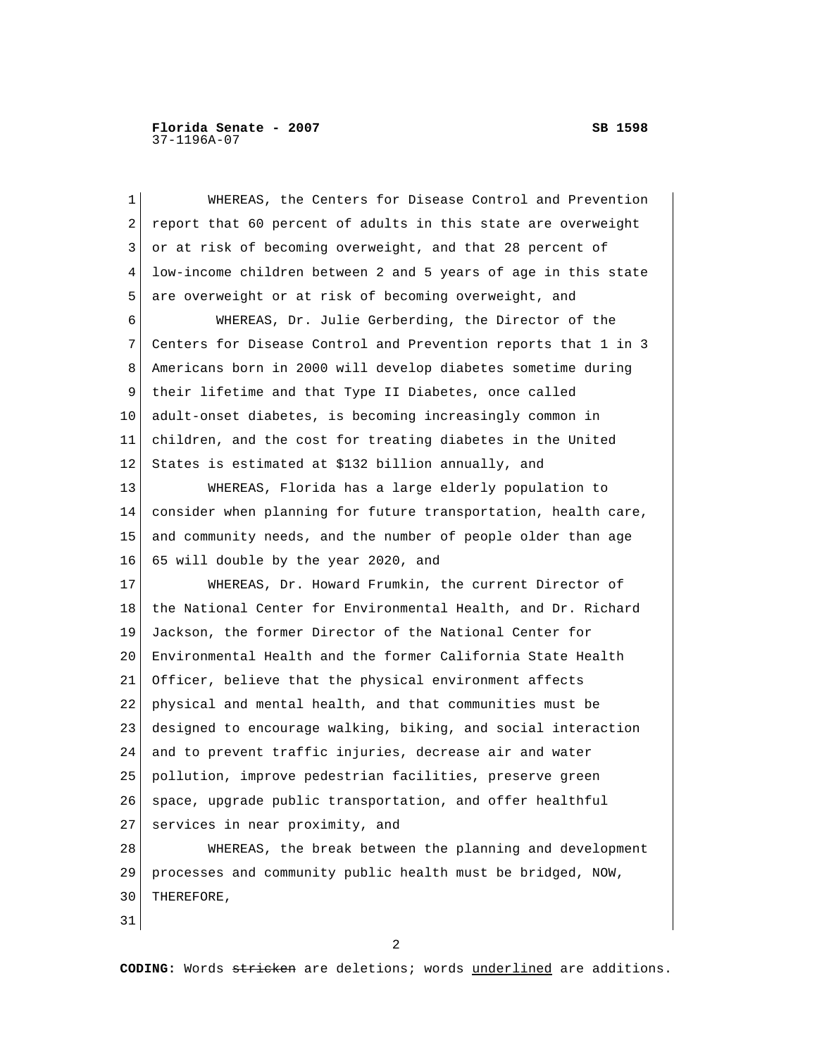WHEREAS, the Centers for Disease Control and Prevention report that 60 percent of adults in this state are overweight or at risk of becoming overweight, and that 28 percent of low-income children between 2 and 5 years of age in this state are overweight or at risk of becoming overweight, and

WHEREAS, Dr. Julie Gerberding, the Director of the Centers for Disease Control and Prevention reports that 1 in 3 Americans born in 2000 will develop diabetes sometime during their lifetime and that Type II Diabetes, once called adult-onset diabetes, is becoming increasingly common in children, and the cost for treating diabetes in the United States is estimated at $132 billion annually, and

WHEREAS, Florida has a large elderly population to consider when planning for future transportation, health care, and community needs, and the number of people older than age 65 will double by the year 2020, and

WHEREAS, Dr. Howard Frumkin, the current Director of the National Center for Environmental Health, and Dr. Richard Jackson, the former Director of the National Center for Environmental Health and the former California State Health Officer, believe that the physical environment affects physical and mental health, and that communities must be designed to encourage walking, biking, and social interaction and to prevent traffic injuries, decrease air and water pollution, improve pedestrian facilities, preserve green space, upgrade public transportation, and offer healthful services in near proximity, and

WHEREAS, the break between the planning and development processes and community public health must be bridged, NOW, THEREFORE,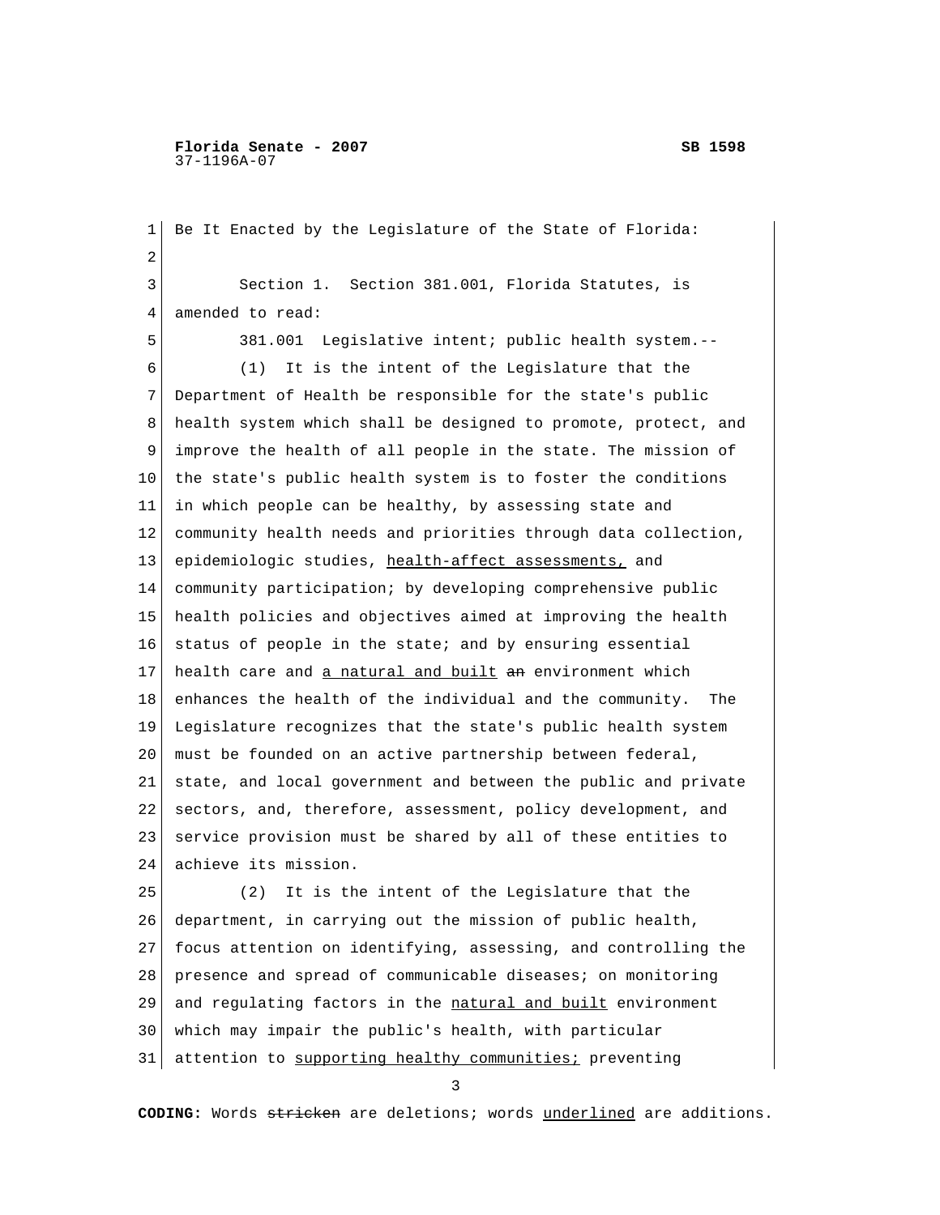Be It Enacted by the Legislature of the State of Florida:

Section 1. Section 381.001, Florida Statutes, is amended to read:

381.001 Legislative intent; public health system.--

(1) It is the intent of the Legislature that the Department of Health be responsible for the state's public health system which shall be designed to promote, protect, and improve the health of all people in the state. The mission of the state's public health system is to foster the conditions in which people can be healthy, by assessing state and community health needs and priorities through data collection, epidemiologic studies, <u>health-affect assessments,</u> and community participation; by developing comprehensive public health policies and objectives aimed at improving the health status of people in the state; and by ensuring essential health care and <u>a natural and built</u> ~~an~~ environment which enhances the health of the individual and the community. The Legislature recognizes that the state's public health system must be founded on an active partnership between federal, state, and local government and between the public and private sectors, and, therefore, assessment, policy development, and service provision must be shared by all of these entities to achieve its mission.

(2) It is the intent of the Legislature that the department, in carrying out the mission of public health, focus attention on identifying, assessing, and controlling the presence and spread of communicable diseases; on monitoring and regulating factors in the <u>natural and built</u> environment which may impair the public's health, with particular attention to <u>supporting healthy communities;</u> preventing

**CODING:** Words ~~stricken~~ are deletions; words <u>underlined</u> are additions.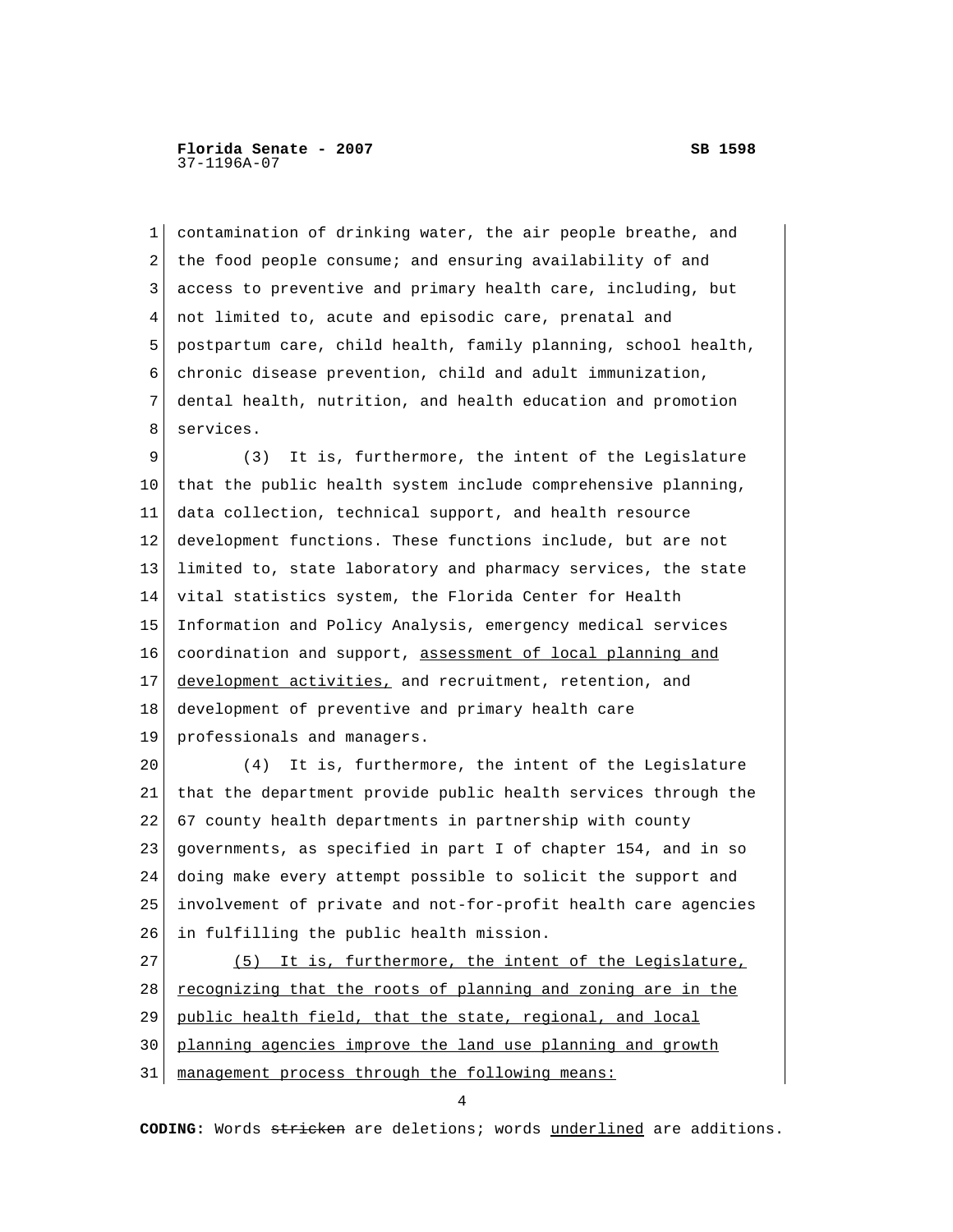contamination of drinking water, the air people breathe, and the food people consume; and ensuring availability of and access to preventive and primary health care, including, but not limited to, acute and episodic care, prenatal and postpartum care, child health, family planning, school health, chronic disease prevention, child and adult immunization, dental health, nutrition, and health education and promotion services.

(3) It is, furthermore, the intent of the Legislature that the public health system include comprehensive planning, data collection, technical support, and health resource development functions. These functions include, but are not limited to, state laboratory and pharmacy services, the state vital statistics system, the Florida Center for Health Information and Policy Analysis, emergency medical services coordination and support, <u>assessment of local planning and development activities,</u> and recruitment, retention, and development of preventive and primary health care professionals and managers.

(4) It is, furthermore, the intent of the Legislature that the department provide public health services through the 67 county health departments in partnership with county governments, as specified in part I of chapter 154, and in so doing make every attempt possible to solicit the support and involvement of private and not-for-profit health care agencies in fulfilling the public health mission.

<u>(5) It is, furthermore, the intent of the Legislature, recognizing that the roots of planning and zoning are in the public health field, that the state, regional, and local planning agencies improve the land use planning and growth management process through the following means:</u>

**CODING:** Words ~~stricken~~ are deletions; words <u>underlined</u> are additions.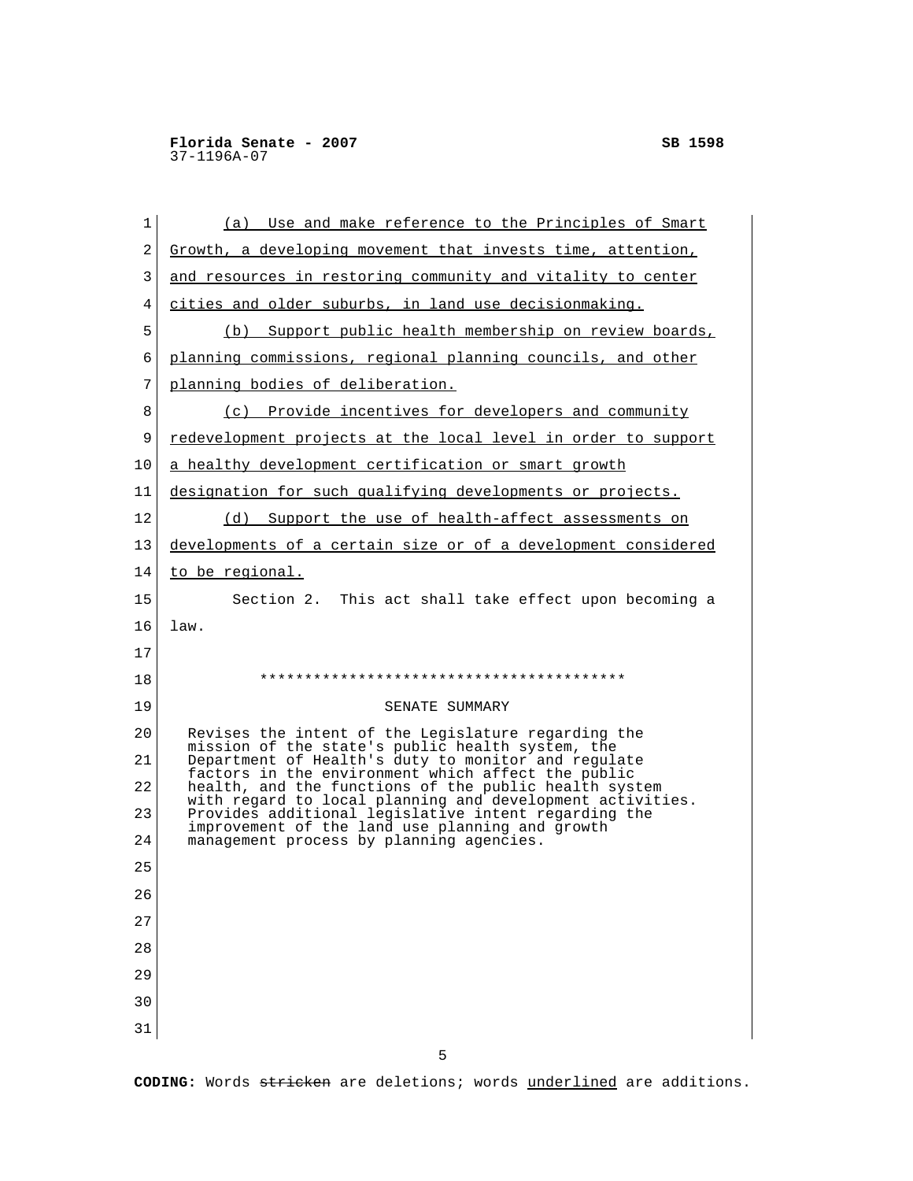(a) Use and make reference to the Principles of Smart Growth, a developing movement that invests time, attention, and resources in restoring community and vitality to center cities and older suburbs, in land use decisionmaking.

(b) Support public health membership on review boards, planning commissions, regional planning councils, and other planning bodies of deliberation.

(c) Provide incentives for developers and community redevelopment projects at the local level in order to support a healthy development certification or smart growth designation for such qualifying developments or projects.

(d) Support the use of health-affect assessments on developments of a certain size or of a development considered to be regional.

Section 2. This act shall take effect upon becoming a law.

*****************************************

SENATE SUMMARY

Revises the intent of the Legislature regarding the mission of the state's public health system, the Department of Health's duty to monitor and regulate factors in the environment which affect the public health, and the functions of the public health system with regard to local planning and development activities. Provides additional legislative intent regarding the improvement of the land use planning and growth management process by planning agencies.

**CODING:** Words ~~stricken~~ are deletions; words <u>underlined</u> are additions.